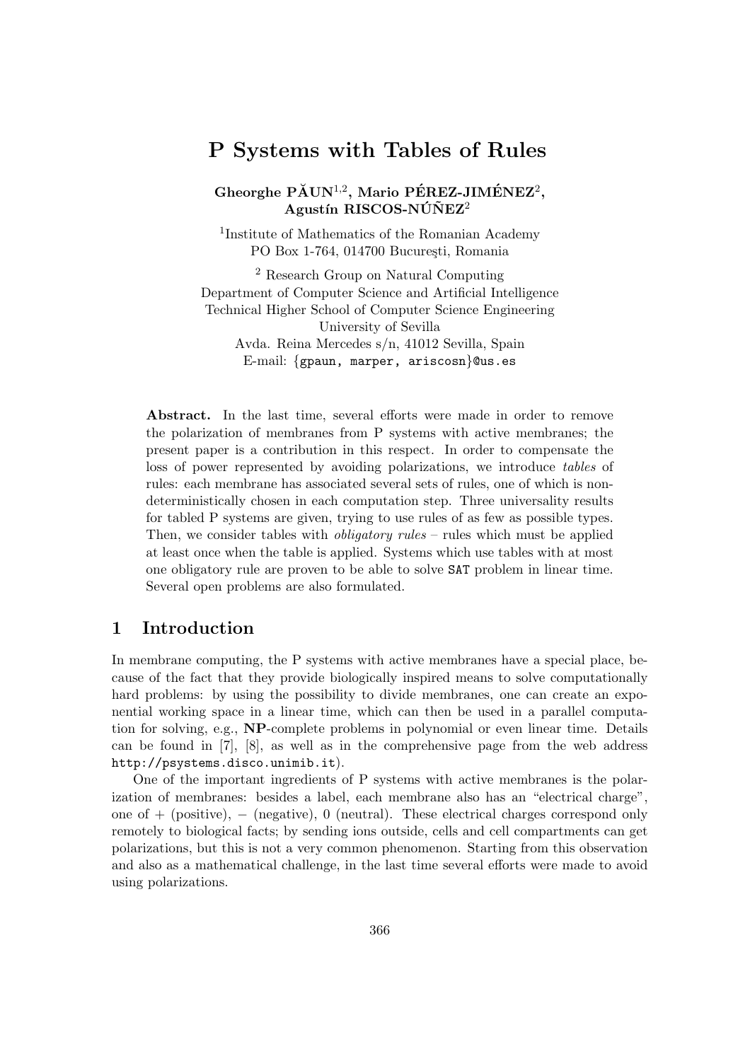# P Systems with Tables of Rules

**Gheorghe PĂUN[1,2], Mario PÉREZ-JIMÉNEZ[2], Agustín RISCOS-NÚÑEZ[2]**

[1]Institute of Mathematics of the Romanian Academy
PO Box 1-764, 014700 Bucureşti, Romania

[2] Research Group on Natural Computing
Department of Computer Science and Artificial Intelligence
Technical Higher School of Computer Science Engineering
University of Sevilla
Avda. Reina Mercedes s/n, 41012 Sevilla, Spain
E-mail: {gpaun, marper, ariscosn}@us.es

**Abstract.** In the last time, several efforts were made in order to remove the polarization of membranes from P systems with active membranes; the present paper is a contribution in this respect. In order to compensate the loss of power represented by avoiding polarizations, we introduce *tables* of rules: each membrane has associated several sets of rules, one of which is non-deterministically chosen in each computation step. Three universality results for tabled P systems are given, trying to use rules of as few as possible types. Then, we consider tables with *obligatory rules* – rules which must be applied at least once when the table is applied. Systems which use tables with at most one obligatory rule are proven to be able to solve SAT problem in linear time. Several open problems are also formulated.

## 1 Introduction

In membrane computing, the P systems with active membranes have a special place, because of the fact that they provide biologically inspired means to solve computationally hard problems: by using the possibility to divide membranes, one can create an exponential working space in a linear time, which can then be used in a parallel computation for solving, e.g., **NP**-complete problems in polynomial or even linear time. Details can be found in [7], [8], as well as in the comprehensive page from the web address http://psystems.disco.unimib.it).

One of the important ingredients of P systems with active membranes is the polarization of membranes: besides a label, each membrane also has an "electrical charge", one of + (positive), − (negative), 0 (neutral). These electrical charges correspond only remotely to biological facts; by sending ions outside, cells and cell compartments can get polarizations, but this is not a very common phenomenon. Starting from this observation and also as a mathematical challenge, in the last time several efforts were made to avoid using polarizations.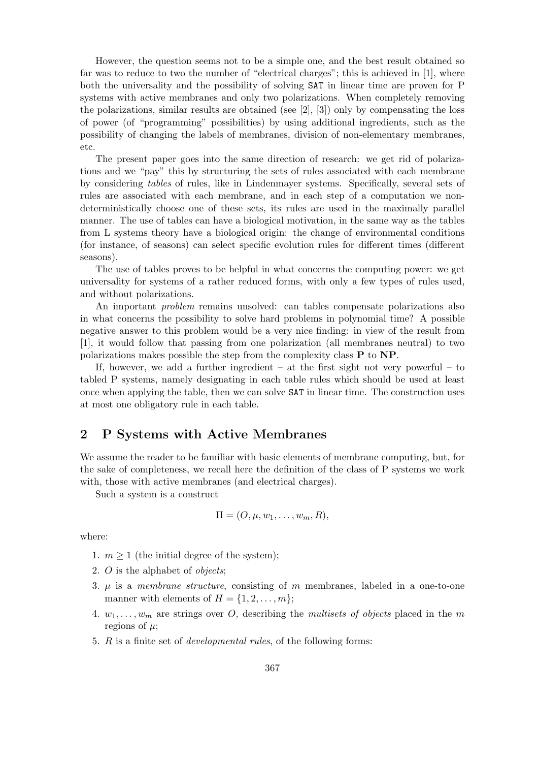However, the question seems not to be a simple one, and the best result obtained so far was to reduce to two the number of "electrical charges"; this is achieved in [1], where both the universality and the possibility of solving SAT in linear time are proven for P systems with active membranes and only two polarizations. When completely removing the polarizations, similar results are obtained (see [2], [3]) only by compensating the loss of power (of "programming" possibilities) by using additional ingredients, such as the possibility of changing the labels of membranes, division of non-elementary membranes, etc.

The present paper goes into the same direction of research: we get rid of polarizations and we "pay" this by structuring the sets of rules associated with each membrane by considering *tables* of rules, like in Lindenmayer systems. Specifically, several sets of rules are associated with each membrane, and in each step of a computation we nondeterministically choose one of these sets, its rules are used in the maximally parallel manner. The use of tables can have a biological motivation, in the same way as the tables from L systems theory have a biological origin: the change of environmental conditions (for instance, of seasons) can select specific evolution rules for different times (different seasons).

The use of tables proves to be helpful in what concerns the computing power: we get universality for systems of a rather reduced forms, with only a few types of rules used, and without polarizations.

An important *problem* remains unsolved: can tables compensate polarizations also in what concerns the possibility to solve hard problems in polynomial time? A possible negative answer to this problem would be a very nice finding: in view of the result from [1], it would follow that passing from one polarization (all membranes neutral) to two polarizations makes possible the step from the complexity class **P** to **NP**.

If, however, we add a further ingredient – at the first sight not very powerful – to tabled P systems, namely designating in each table rules which should be used at least once when applying the table, then we can solve SAT in linear time. The construction uses at most one obligatory rule in each table.

## 2 P Systems with Active Membranes

We assume the reader to be familiar with basic elements of membrane computing, but, for the sake of completeness, we recall here the definition of the class of P systems we work with, those with active membranes (and electrical charges).

Such a system is a construct

$$\Pi = (O, \mu, w_1, \ldots, w_m, R),$$

where:

1. $m \geq 1$ (the initial degree of the system);
2. $O$ is the alphabet of *objects*;
3. $\mu$ is a *membrane structure*, consisting of $m$ membranes, labeled in a one-to-one manner with elements of $H = \{1, 2, \ldots, m\}$;
4. $w_1, \ldots, w_m$ are strings over $O$, describing the *multisets of objects* placed in the $m$ regions of $\mu$;
5. $R$ is a finite set of *developmental rules*, of the following forms: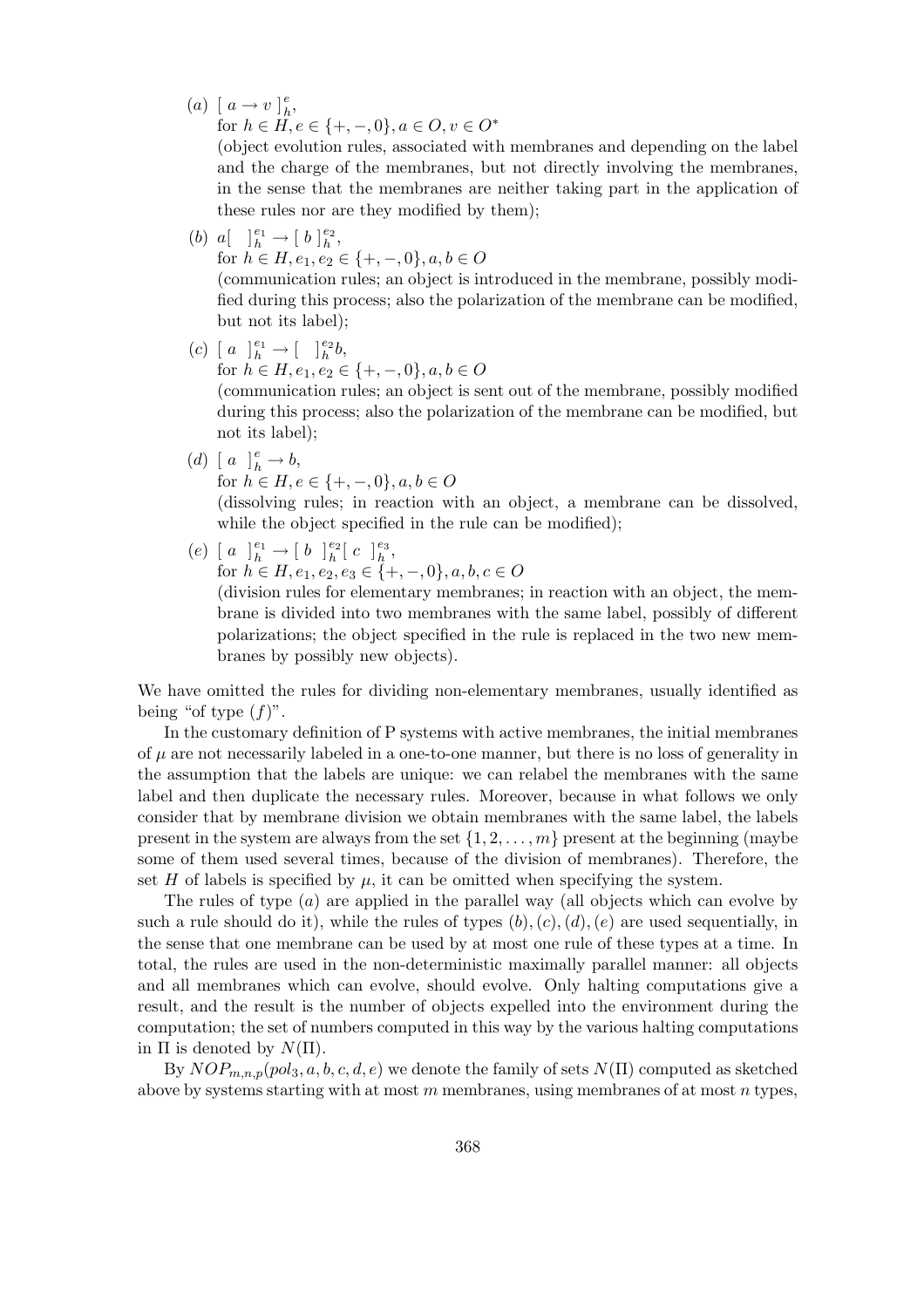(a) $[\ a \rightarrow v\ ]_h^e$,
for $h \in H, e \in \{+,-,0\}, a \in O, v \in O^*$
(object evolution rules, associated with membranes and depending on the label and the charge of the membranes, but not directly involving the membranes, in the sense that the membranes are neither taking part in the application of these rules nor are they modified by them);

(b) $a[\ \ ]_h^{e_1} \rightarrow [\ b\ ]_h^{e_2}$,
for $h \in H, e_1, e_2 \in \{+,-,0\}, a, b \in O$
(communication rules; an object is introduced in the membrane, possibly modified during this process; also the polarization of the membrane can be modified, but not its label);

(c) $[\ a\ \ ]_h^{e_1} \rightarrow [\ \ \ ]_h^{e_2} b$,
for $h \in H, e_1, e_2 \in \{+,-,0\}, a, b \in O$
(communication rules; an object is sent out of the membrane, possibly modified during this process; also the polarization of the membrane can be modified, but not its label);

(d) $[\ a\ \ ]_h^e \rightarrow b$,
for $h \in H, e \in \{+,-,0\}, a, b \in O$
(dissolving rules; in reaction with an object, a membrane can be dissolved, while the object specified in the rule can be modified);

(e) $[\ a\ \ ]_h^{e_1} \rightarrow [\ b\ \ ]_h^{e_2} [\ c\ \ ]_h^{e_3}$,
for $h \in H, e_1, e_2, e_3 \in \{+,-,0\}, a, b, c \in O$
(division rules for elementary membranes; in reaction with an object, the membrane is divided into two membranes with the same label, possibly of different polarizations; the object specified in the rule is replaced in the two new membranes by possibly new objects).

We have omitted the rules for dividing non-elementary membranes, usually identified as being "of type $(f)$".

In the customary definition of P systems with active membranes, the initial membranes of $\mu$ are not necessarily labeled in a one-to-one manner, but there is no loss of generality in the assumption that the labels are unique: we can relabel the membranes with the same label and then duplicate the necessary rules. Moreover, because in what follows we only consider that by membrane division we obtain membranes with the same label, the labels present in the system are always from the set $\{1, 2, \ldots, m\}$ present at the beginning (maybe some of them used several times, because of the division of membranes). Therefore, the set $H$ of labels is specified by $\mu$, it can be omitted when specifying the system.

The rules of type $(a)$ are applied in the parallel way (all objects which can evolve by such a rule should do it), while the rules of types $(b), (c), (d), (e)$ are used sequentially, in the sense that one membrane can be used by at most one rule of these types at a time. In total, the rules are used in the non-deterministic maximally parallel manner: all objects and all membranes which can evolve, should evolve. Only halting computations give a result, and the result is the number of objects expelled into the environment during the computation; the set of numbers computed in this way by the various halting computations in $\Pi$ is denoted by $N(\Pi)$.

By $NOP_{m,n,p}(pol_3, a, b, c, d, e)$ we denote the family of sets $N(\Pi)$ computed as sketched above by systems starting with at most $m$ membranes, using membranes of at most $n$ types,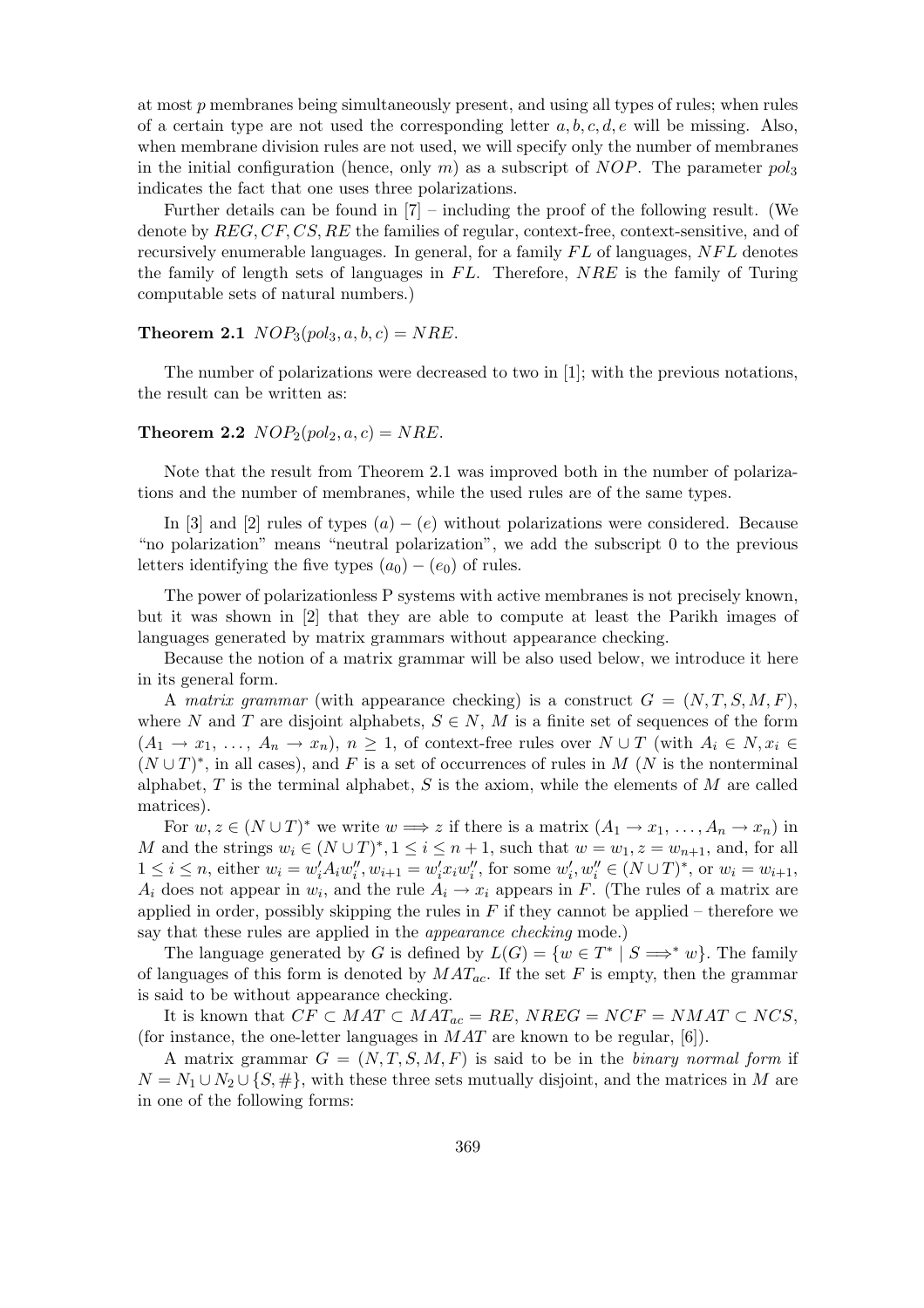at most $p$ membranes being simultaneously present, and using all types of rules; when rules of a certain type are not used the corresponding letter $a, b, c, d, e$ will be missing. Also, when membrane division rules are not used, we will specify only the number of membranes in the initial configuration (hence, only $m$) as a subscript of $NOP$. The parameter $pol_3$ indicates the fact that one uses three polarizations.

Further details can be found in [7] – including the proof of the following result. (We denote by $REG, CF, CS, RE$ the families of regular, context-free, context-sensitive, and of recursively enumerable languages. In general, for a family $FL$ of languages, $NFL$ denotes the family of length sets of languages in $FL$. Therefore, $NRE$ is the family of Turing computable sets of natural numbers.)

**Theorem 2.1** $NOP_3(pol_3, a, b, c) = NRE$.

The number of polarizations were decreased to two in [1]; with the previous notations, the result can be written as:

**Theorem 2.2** $NOP_2(pol_2, a, c) = NRE$.

Note that the result from Theorem 2.1 was improved both in the number of polarizations and the number of membranes, while the used rules are of the same types.

In [3] and [2] rules of types $(a) - (e)$ without polarizations were considered. Because "no polarization" means "neutral polarization", we add the subscript 0 to the previous letters identifying the five types $(a_0) - (e_0)$ of rules.

The power of polarizationless P systems with active membranes is not precisely known, but it was shown in [2] that they are able to compute at least the Parikh images of languages generated by matrix grammars without appearance checking.

Because the notion of a matrix grammar will be also used below, we introduce it here in its general form.

A *matrix grammar* (with appearance checking) is a construct $G = (N, T, S, M, F)$, where $N$ and $T$ are disjoint alphabets, $S \in N$, $M$ is a finite set of sequences of the form $(A_1 \to x_1, \ldots, A_n \to x_n)$, $n \geq 1$, of context-free rules over $N \cup T$ (with $A_i \in N, x_i \in (N \cup T)^*$, in all cases), and $F$ is a set of occurrences of rules in $M$ ($N$ is the nonterminal alphabet, $T$ is the terminal alphabet, $S$ is the axiom, while the elements of $M$ are called matrices).

For $w, z \in (N \cup T)^*$ we write $w \Longrightarrow z$ if there is a matrix $(A_1 \to x_1, \ldots, A_n \to x_n)$ in $M$ and the strings $w_i \in (N \cup T)^*, 1 \leq i \leq n+1$, such that $w = w_1, z = w_{n+1}$, and, for all $1 \leq i \leq n$, either $w_i = w_i' A_i w_i'', w_{i+1} = w_i' x_i w_i''$, for some $w_i', w_i'' \in (N \cup T)^*$, or $w_i = w_{i+1}$, $A_i$ does not appear in $w_i$, and the rule $A_i \to x_i$ appears in $F$. (The rules of a matrix are applied in order, possibly skipping the rules in $F$ if they cannot be applied – therefore we say that these rules are applied in the *appearance checking* mode.)

The language generated by $G$ is defined by $L(G) = \{w \in T^* \mid S \Longrightarrow^* w\}$. The family of languages of this form is denoted by $MAT_{ac}$. If the set $F$ is empty, then the grammar is said to be without appearance checking.

It is known that $CF \subset MAT \subset MAT_{ac} = RE$, $NREG = NCF = NMAT \subset NCS$, (for instance, the one-letter languages in $MAT$ are known to be regular, [6]).

A matrix grammar $G = (N, T, S, M, F)$ is said to be in the *binary normal form* if $N = N_1 \cup N_2 \cup \{S, \#\}$, with these three sets mutually disjoint, and the matrices in $M$ are in one of the following forms: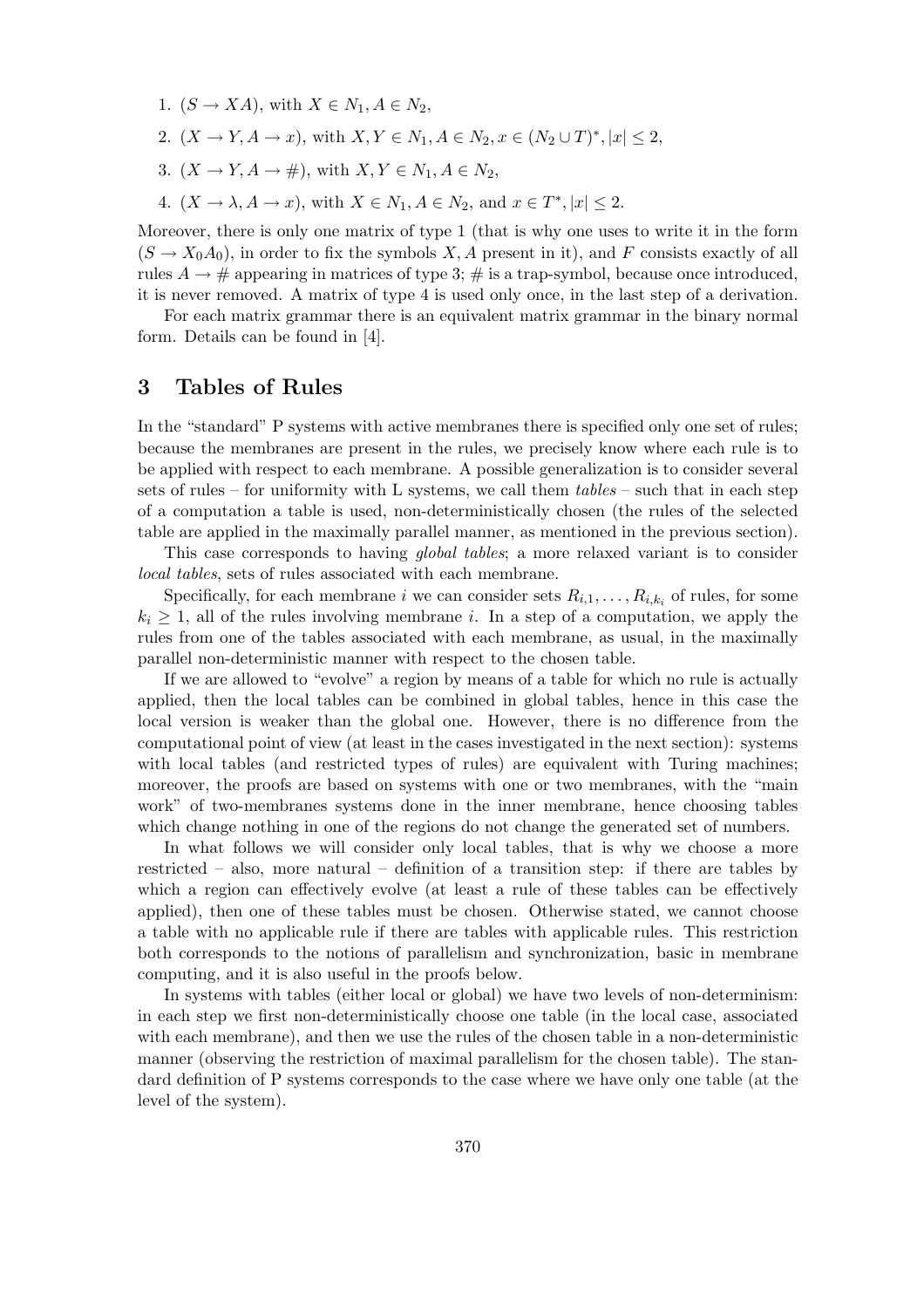1. $(S \to XA)$, with $X \in N_1, A \in N_2$,
2. $(X \to Y, A \to x)$, with $X, Y \in N_1, A \in N_2, x \in (N_2 \cup T)^*, |x| \leq 2$,
3. $(X \to Y, A \to \#)$, with $X, Y \in N_1, A \in N_2$,
4. $(X \to \lambda, A \to x)$, with $X \in N_1, A \in N_2$, and $x \in T^*, |x| \leq 2$.

Moreover, there is only one matrix of type 1 (that is why one uses to write it in the form $(S \to X_0 A_0)$, in order to fix the symbols $X, A$ present in it), and $F$ consists exactly of all rules $A \to \#$ appearing in matrices of type 3; $\#$ is a trap-symbol, because once introduced, it is never removed. A matrix of type 4 is used only once, in the last step of a derivation.

For each matrix grammar there is an equivalent matrix grammar in the binary normal form. Details can be found in [4].

## 3 Tables of Rules

In the "standard" P systems with active membranes there is specified only one set of rules; because the membranes are present in the rules, we precisely know where each rule is to be applied with respect to each membrane. A possible generalization is to consider several sets of rules – for uniformity with L systems, we call them *tables* – such that in each step of a computation a table is used, non-deterministically chosen (the rules of the selected table are applied in the maximally parallel manner, as mentioned in the previous section).

This case corresponds to having *global tables*; a more relaxed variant is to consider *local tables*, sets of rules associated with each membrane.

Specifically, for each membrane $i$ we can consider sets $R_{i,1}, \ldots, R_{i,k_i}$ of rules, for some $k_i \geq 1$, all of the rules involving membrane $i$. In a step of a computation, we apply the rules from one of the tables associated with each membrane, as usual, in the maximally parallel non-deterministic manner with respect to the chosen table.

If we are allowed to "evolve" a region by means of a table for which no rule is actually applied, then the local tables can be combined in global tables, hence in this case the local version is weaker than the global one. However, there is no difference from the computational point of view (at least in the cases investigated in the next section): systems with local tables (and restricted types of rules) are equivalent with Turing machines; moreover, the proofs are based on systems with one or two membranes, with the "main work" of two-membranes systems done in the inner membrane, hence choosing tables which change nothing in one of the regions do not change the generated set of numbers.

In what follows we will consider only local tables, that is why we choose a more restricted – also, more natural – definition of a transition step: if there are tables by which a region can effectively evolve (at least a rule of these tables can be effectively applied), then one of these tables must be chosen. Otherwise stated, we cannot choose a table with no applicable rule if there are tables with applicable rules. This restriction both corresponds to the notions of parallelism and synchronization, basic in membrane computing, and it is also useful in the proofs below.

In systems with tables (either local or global) we have two levels of non-determinism: in each step we first non-deterministically choose one table (in the local case, associated with each membrane), and then we use the rules of the chosen table in a non-deterministic manner (observing the restriction of maximal parallelism for the chosen table). The standard definition of P systems corresponds to the case where we have only one table (at the level of the system).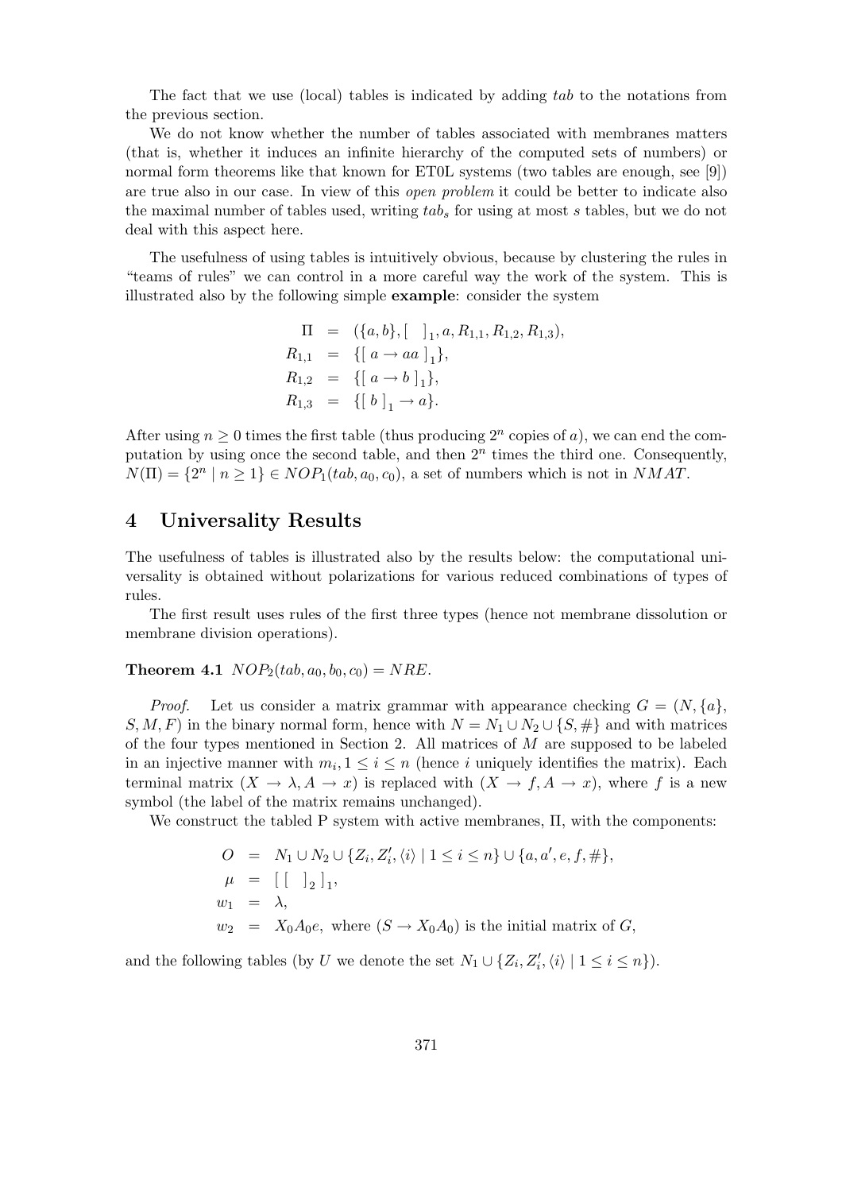The fact that we use (local) tables is indicated by adding *tab* to the notations from the previous section.

We do not know whether the number of tables associated with membranes matters (that is, whether it induces an infinite hierarchy of the computed sets of numbers) or normal form theorems like that known for ET0L systems (two tables are enough, see [9]) are true also in our case. In view of this *open problem* it could be better to indicate also the maximal number of tables used, writing $tab_s$ for using at most $s$ tables, but we do not deal with this aspect here.

The usefulness of using tables is intuitively obvious, because by clustering the rules in "teams of rules" we can control in a more careful way the work of the system. This is illustrated also by the following simple **example**: consider the system

$$\begin{aligned}
\Pi &= (\{a,b\}, [\ \ ]_1, a, R_{1,1}, R_{1,2}, R_{1,3}),\\
R_{1,1} &= \{[\ a \to aa\ ]_1\},\\
R_{1,2} &= \{[\ a \to b\ ]_1\},\\
R_{1,3} &= \{[\ b\ ]_1 \to a\}.
\end{aligned}$$

After using $n \geq 0$ times the first table (thus producing $2^n$ copies of $a$), we can end the computation by using once the second table, and then $2^n$ times the third one. Consequently, $N(\Pi) = \{2^n \mid n \geq 1\} \in NOP_1(tab, a_0, c_0)$, a set of numbers which is not in $NMAT$.

## 4 Universality Results

The usefulness of tables is illustrated also by the results below: the computational universality is obtained without polarizations for various reduced combinations of types of rules.

The first result uses rules of the first three types (hence not membrane dissolution or membrane division operations).

**Theorem 4.1** $NOP_2(tab, a_0, b_0, c_0) = NRE$.

*Proof.* Let us consider a matrix grammar with appearance checking $G = (N, \{a\}, S, M, F)$ in the binary normal form, hence with $N = N_1 \cup N_2 \cup \{S, \#\}$ and with matrices of the four types mentioned in Section 2. All matrices of $M$ are supposed to be labeled in an injective manner with $m_i, 1 \leq i \leq n$ (hence $i$ uniquely identifies the matrix). Each terminal matrix $(X \to \lambda, A \to x)$ is replaced with $(X \to f, A \to x)$, where $f$ is a new symbol (the label of the matrix remains unchanged).

We construct the tabled P system with active membranes, $\Pi$, with the components:

$$\begin{aligned}
O &= N_1 \cup N_2 \cup \{Z_i, Z_i', \langle i \rangle \mid 1 \leq i \leq n\} \cup \{a, a', e, f, \#\},\\
\mu &= [\ [\ \ ]_2\ ]_1,\\
w_1 &= \lambda,\\
w_2 &= X_0 A_0 e, \text{ where } (S \to X_0 A_0) \text{ is the initial matrix of } G,
\end{aligned}$$

and the following tables (by $U$ we denote the set $N_1 \cup \{Z_i, Z_i', \langle i \rangle \mid 1 \leq i \leq n\}$).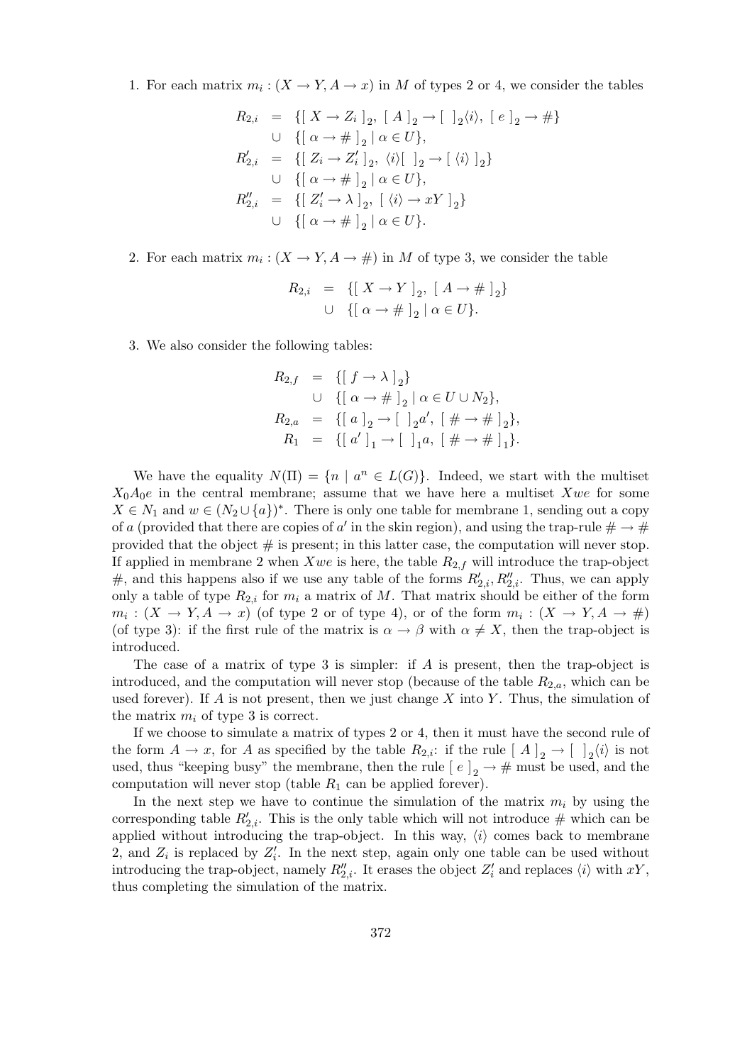1. For each matrix $m_i : (X \to Y, A \to x)$ in $M$ of types 2 or 4, we consider the tables

$$
\begin{aligned}
R_{2,i} &= \{[\ X \to Z_i\ ]_2,\ [\ A\ ]_2 \to [\ \ ]_2\langle i\rangle,\ [\ e\ ]_2 \to \#\} \\
&\cup\ \{[\ \alpha \to \#\ ]_2 \mid \alpha \in U\}, \\
R'_{2,i} &= \{[\ Z_i \to Z'_i\ ]_2,\ \langle i\rangle[\ \ ]_2 \to [\ \langle i\rangle\ ]_2\} \\
&\cup\ \{[\ \alpha \to \#\ ]_2 \mid \alpha \in U\}, \\
R''_{2,i} &= \{[\ Z'_i \to \lambda\ ]_2,\ [\ \langle i\rangle \to xY\ ]_2\} \\
&\cup\ \{[\ \alpha \to \#\ ]_2 \mid \alpha \in U\}.
\end{aligned}
$$

2. For each matrix $m_i : (X \to Y, A \to \#)$ in $M$ of type 3, we consider the table

$$
\begin{aligned}
R_{2,i} &= \{[\ X \to Y\ ]_2,\ [\ A \to \#\ ]_2\} \\
&\cup\ \{[\ \alpha \to \#\ ]_2 \mid \alpha \in U\}.
\end{aligned}
$$

3. We also consider the following tables:

$$
\begin{aligned}
R_{2,f} &= \{[\ f \to \lambda\ ]_2\} \\
&\cup\ \{[\ \alpha \to \#\ ]_2 \mid \alpha \in U \cup N_2\}, \\
R_{2,a} &= \{[\ a\ ]_2 \to [\ \ ]_2 a',\ [\ \# \to \#\ ]_2\}, \\
R_1 &= \{[\ a'\ ]_1 \to [\ \ ]_1 a,\ [\ \# \to \#\ ]_1\}.
\end{aligned}
$$

We have the equality $N(\Pi) = \{n \mid a^n \in L(G)\}$. Indeed, we start with the multiset $X_0 A_0 e$ in the central membrane; assume that we have here a multiset $Xwe$ for some $X \in N_1$ and $w \in (N_2 \cup \{a\})^*$. There is only one table for membrane 1, sending out a copy of $a$ (provided that there are copies of $a'$ in the skin region), and using the trap-rule $\# \to \#$ provided that the object $\#$ is present; in this latter case, the computation will never stop. If applied in membrane 2 when $Xwe$ is here, the table $R_{2,f}$ will introduce the trap-object $\#$, and this happens also if we use any table of the forms $R'_{2,i}, R''_{2,i}$. Thus, we can apply only a table of type $R_{2,i}$ for $m_i$ a matrix of $M$. That matrix should be either of the form $m_i : (X \to Y, A \to x)$ (of type 2 or of type 4), or of the form $m_i : (X \to Y, A \to \#)$ (of type 3): if the first rule of the matrix is $\alpha \to \beta$ with $\alpha \neq X$, then the trap-object is introduced.

The case of a matrix of type 3 is simpler: if $A$ is present, then the trap-object is introduced, and the computation will never stop (because of the table $R_{2,a}$, which can be used forever). If $A$ is not present, then we just change $X$ into $Y$. Thus, the simulation of the matrix $m_i$ of type 3 is correct.

If we choose to simulate a matrix of types 2 or 4, then it must have the second rule of the form $A \to x$, for $A$ as specified by the table $R_{2,i}$: if the rule $[\ A\ ]_2 \to [\ \ ]_2\langle i\rangle$ is not used, thus "keeping busy" the membrane, then the rule $[\ e\ ]_2 \to \#$ must be used, and the computation will never stop (table $R_1$ can be applied forever).

In the next step we have to continue the simulation of the matrix $m_i$ by using the corresponding table $R'_{2,i}$. This is the only table which will not introduce $\#$ which can be applied without introducing the trap-object. In this way, $\langle i\rangle$ comes back to membrane 2, and $Z_i$ is replaced by $Z'_i$. In the next step, again only one table can be used without introducing the trap-object, namely $R''_{2,i}$. It erases the object $Z'_i$ and replaces $\langle i\rangle$ with $xY$, thus completing the simulation of the matrix.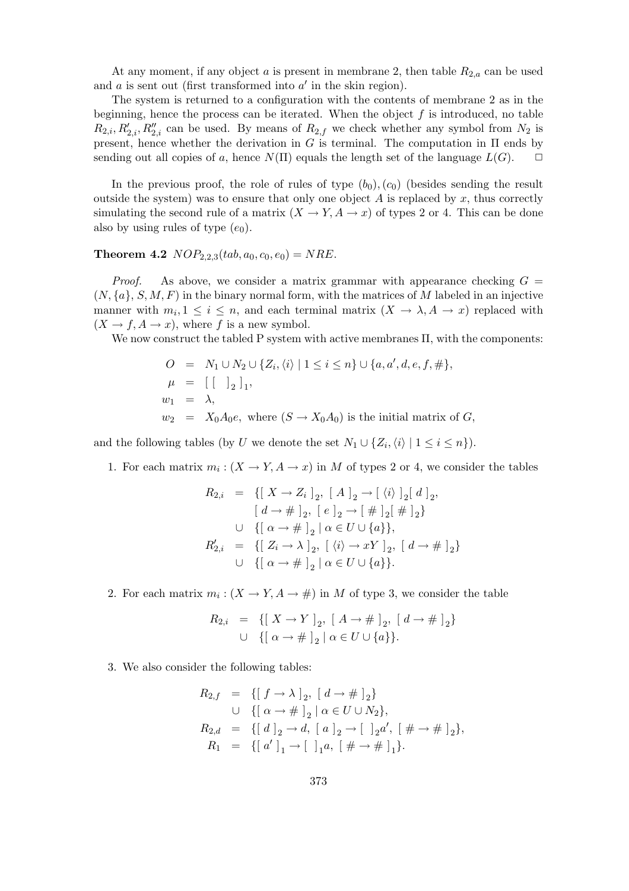At any moment, if any object $a$ is present in membrane 2, then table $R_{2,a}$ can be used and $a$ is sent out (first transformed into $a'$ in the skin region).

The system is returned to a configuration with the contents of membrane 2 as in the beginning, hence the process can be iterated. When the object $f$ is introduced, no table $R_{2,i}, R'_{2,i}, R''_{2,i}$ can be used. By means of $R_{2,f}$ we check whether any symbol from $N_2$ is present, hence whether the derivation in $G$ is terminal. The computation in $\Pi$ ends by sending out all copies of $a$, hence $N(\Pi)$ equals the length set of the language $L(G)$. $\square$

In the previous proof, the role of rules of type $(b_0), (c_0)$ (besides sending the result outside the system) was to ensure that only one object $A$ is replaced by $x$, thus correctly simulating the second rule of a matrix $(X \to Y, A \to x)$ of types 2 or 4. This can be done also by using rules of type $(e_0)$.

**Theorem 4.2** $NOP_{2,2,3}(tab, a_0, c_0, e_0) = NRE$.

*Proof.* As above, we consider a matrix grammar with appearance checking $G = (N, \{a\}, S, M, F)$ in the binary normal form, with the matrices of $M$ labeled in an injective manner with $m_i, 1 \leq i \leq n$, and each terminal matrix $(X \to \lambda, A \to x)$ replaced with $(X \to f, A \to x)$, where $f$ is a new symbol.

We now construct the tabled P system with active membranes $\Pi$, with the components:

$$
\begin{aligned}
O &= N_1 \cup N_2 \cup \{Z_i, \langle i \rangle \mid 1 \leq i \leq n\} \cup \{a, a', d, e, f, \#\},\\
\mu &= [\,[\ \ ]_2\,]_1,\\
w_1 &= \lambda,\\
w_2 &= X_0 A_0 e, \text{ where } (S \to X_0 A_0) \text{ is the initial matrix of } G,
\end{aligned}
$$

and the following tables (by $U$ we denote the set $N_1 \cup \{Z_i, \langle i \rangle \mid 1 \leq i \leq n\}$).

1. For each matrix $m_i : (X \to Y, A \to x)$ in $M$ of types 2 or 4, we consider the tables

$$
\begin{aligned}
R_{2,i} &= \{[\ X \to Z_i\ ]_2,\ [\ A\ ]_2 \to [\ \langle i \rangle\ ]_2 [\ d\ ]_2,\\
&\qquad [\ d \to \#\ ]_2,\ [\ e\ ]_2 \to [\ \#\ ]_2 [\ \#\ ]_2\}\\
&\quad \cup\ \{[\ \alpha \to \#\ ]_2 \mid \alpha \in U \cup \{a\}\},\\
R'_{2,i} &= \{[\ Z_i \to \lambda\ ]_2,\ [\ \langle i \rangle \to xY\ ]_2,\ [\ d \to \#\ ]_2\}\\
&\quad \cup\ \{[\ \alpha \to \#\ ]_2 \mid \alpha \in U \cup \{a\}\}.
\end{aligned}
$$

2. For each matrix $m_i : (X \to Y, A \to \#)$ in $M$ of type 3, we consider the table

$$
\begin{aligned}
R_{2,i} &= \{[\ X \to Y\ ]_2,\ [\ A \to \#\ ]_2,\ [\ d \to \#\ ]_2\}\\
&\quad \cup\ \{[\ \alpha \to \#\ ]_2 \mid \alpha \in U \cup \{a\}\}.
\end{aligned}
$$

3. We also consider the following tables:

$$
\begin{aligned}
R_{2,f} &= \{[\ f \to \lambda\ ]_2,\ [\ d \to \#\ ]_2\}\\
&\quad \cup\ \{[\ \alpha \to \#\ ]_2 \mid \alpha \in U \cup N_2\},\\
R_{2,d} &= \{[\ d\ ]_2 \to d,\ [\ a\ ]_2 \to [\ \ ]_2 a',\ [\ \# \to \#\ ]_2\},\\
R_1 &= \{[\ a'\ ]_1 \to [\ \ ]_1 a,\ [\ \# \to \#\ ]_1\}.
\end{aligned}
$$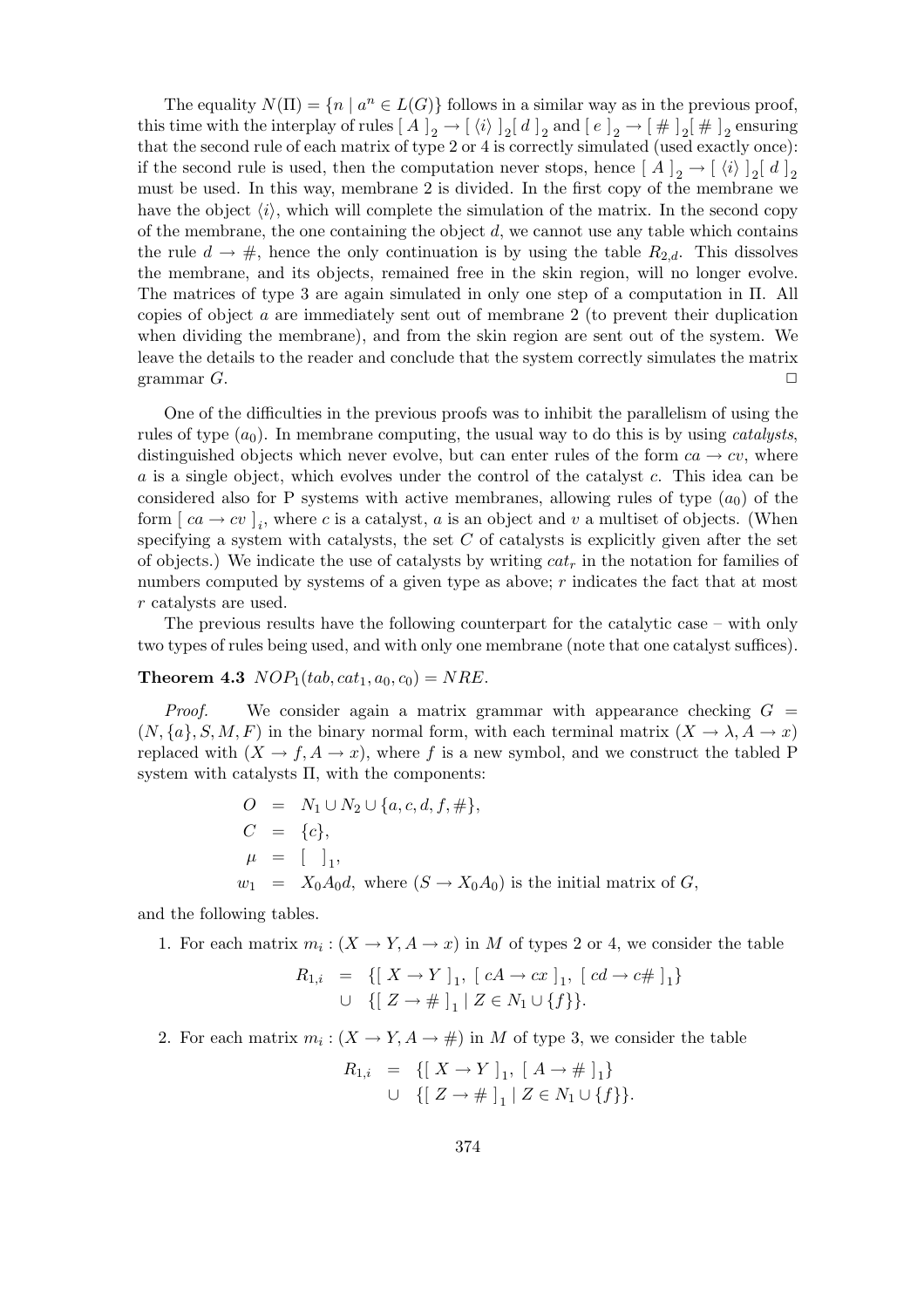The equality $N(\Pi) = \{n \mid a^n \in L(G)\}$ follows in a similar way as in the previous proof, this time with the interplay of rules $[\ A\ ]_2 \to [\ \langle i \rangle\ ]_2 [\ d\ ]_2$ and $[\ e\ ]_2 \to [\ \#\ ]_2 [\ \#\ ]_2$ ensuring that the second rule of each matrix of type 2 or 4 is correctly simulated (used exactly once): if the second rule is used, then the computation never stops, hence $[\ A\ ]_2 \to [\ \langle i \rangle\ ]_2 [\ d\ ]_2$ must be used. In this way, membrane 2 is divided. In the first copy of the membrane we have the object $\langle i \rangle$, which will complete the simulation of the matrix. In the second copy of the membrane, the one containing the object $d$, we cannot use any table which contains the rule $d \to \#$, hence the only continuation is by using the table $R_{2,d}$. This dissolves the membrane, and its objects, remained free in the skin region, will no longer evolve. The matrices of type 3 are again simulated in only one step of a computation in $\Pi$. All copies of object $a$ are immediately sent out of membrane 2 (to prevent their duplication when dividing the membrane), and from the skin region are sent out of the system. We leave the details to the reader and conclude that the system correctly simulates the matrix grammar $G$. □

One of the difficulties in the previous proofs was to inhibit the parallelism of using the rules of type $(a_0)$. In membrane computing, the usual way to do this is by using *catalysts*, distinguished objects which never evolve, but can enter rules of the form $ca \to cv$, where $a$ is a single object, which evolves under the control of the catalyst $c$. This idea can be considered also for P systems with active membranes, allowing rules of type $(a_0)$ of the form $[\ ca \to cv\ ]_i$, where $c$ is a catalyst, $a$ is an object and $v$ a multiset of objects. (When specifying a system with catalysts, the set $C$ of catalysts is explicitly given after the set of objects.) We indicate the use of catalysts by writing $cat_r$ in the notation for families of numbers computed by systems of a given type as above; $r$ indicates the fact that at most $r$ catalysts are used.

The previous results have the following counterpart for the catalytic case – with only two types of rules being used, and with only one membrane (note that one catalyst suffices).

**Theorem 4.3** $NOP_1(tab, cat_1, a_0, c_0) = NRE$.

*Proof.* We consider again a matrix grammar with appearance checking $G = (N, \{a\}, S, M, F)$ in the binary normal form, with each terminal matrix $(X \to \lambda, A \to x)$ replaced with $(X \to f, A \to x)$, where $f$ is a new symbol, and we construct the tabled P system with catalysts $\Pi$, with the components:

$$
\begin{aligned}
O &= N_1 \cup N_2 \cup \{a, c, d, f, \#\}, \\
C &= \{c\}, \\
\mu &= [\ \ ]_1, \\
w_1 &= X_0 A_0 d, \text{ where } (S \to X_0 A_0) \text{ is the initial matrix of } G,
\end{aligned}
$$

and the following tables.

1. For each matrix $m_i : (X \to Y, A \to x)$ in $M$ of types 2 or 4, we consider the table

$$
\begin{aligned}
R_{1,i} &= \{[\ X \to Y\ ]_1,\ [\ cA \to cx\ ]_1,\ [\ cd \to c\#\ ]_1\} \\
&\cup\ \{[\ Z \to \#\ ]_1 \mid Z \in N_1 \cup \{f\}\}.
\end{aligned}
$$

2. For each matrix $m_i : (X \to Y, A \to \#)$ in $M$ of type 3, we consider the table

$$
\begin{aligned}
R_{1,i} &= \{[\ X \to Y\ ]_1,\ [\ A \to \#\ ]_1\} \\
&\cup\ \{[\ Z \to \#\ ]_1 \mid Z \in N_1 \cup \{f\}\}.
\end{aligned}
$$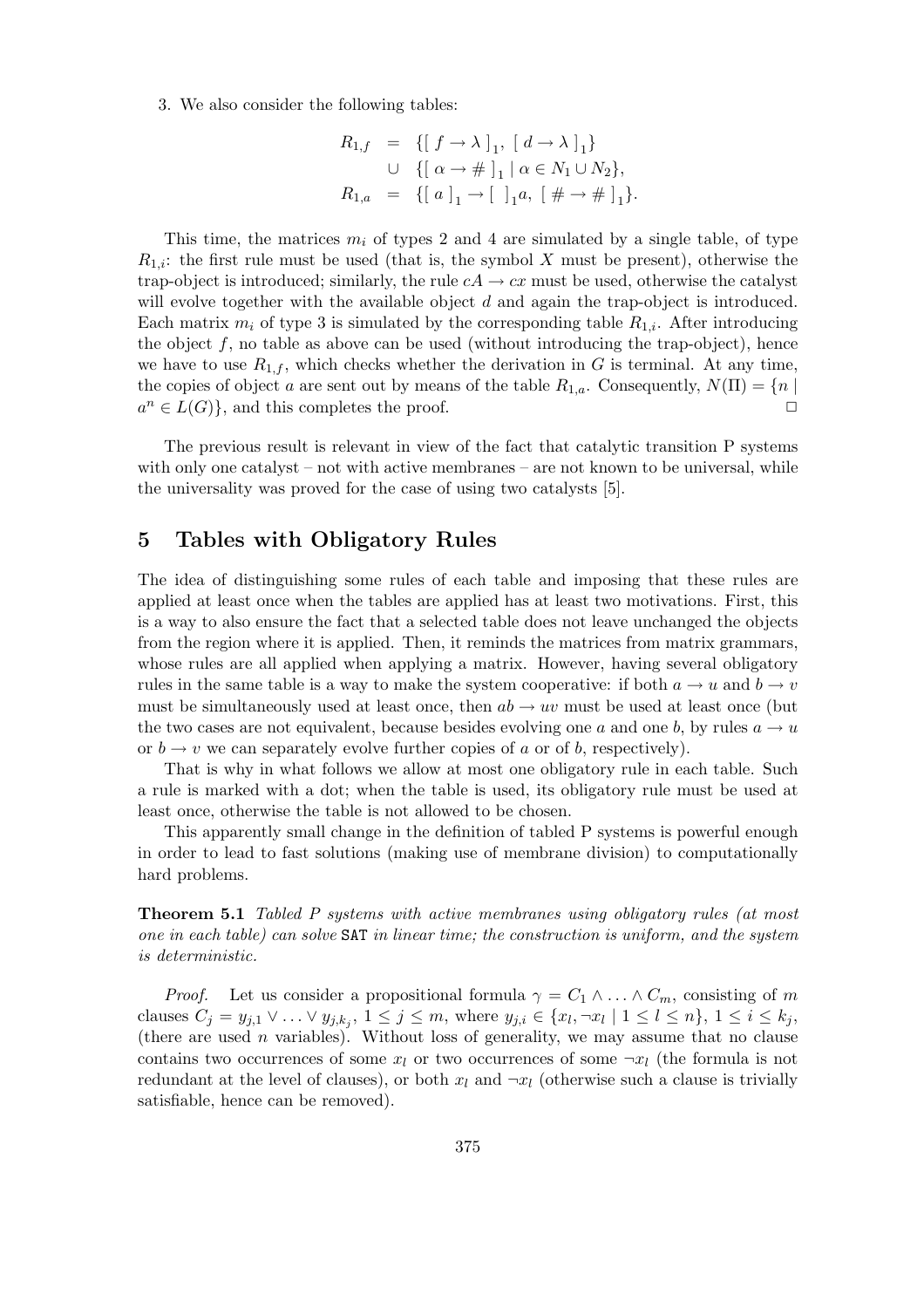3. We also consider the following tables:

$$
\begin{aligned}
R_{1,f} &= \{[\, f \to \lambda\, ]_1,\ [\, d \to \lambda\, ]_1\} \\
&\cup\ \{[\, \alpha \to \#\, ]_1 \mid \alpha \in N_1 \cup N_2\}, \\
R_{1,a} &= \{[\, a\, ]_1 \to [\ \ ]_1 a,\ [\, \# \to \#\, ]_1\}.
\end{aligned}
$$

This time, the matrices $m_i$ of types 2 and 4 are simulated by a single table, of type $R_{1,i}$: the first rule must be used (that is, the symbol $X$ must be present), otherwise the trap-object is introduced; similarly, the rule $cA \to cx$ must be used, otherwise the catalyst will evolve together with the available object $d$ and again the trap-object is introduced. Each matrix $m_i$ of type 3 is simulated by the corresponding table $R_{1,i}$. After introducing the object $f$, no table as above can be used (without introducing the trap-object), hence we have to use $R_{1,f}$, which checks whether the derivation in $G$ is terminal. At any time, the copies of object $a$ are sent out by means of the table $R_{1,a}$. Consequently, $N(\Pi) = \{n \mid a^n \in L(G)\}$, and this completes the proof. □

The previous result is relevant in view of the fact that catalytic transition P systems with only one catalyst – not with active membranes – are not known to be universal, while the universality was proved for the case of using two catalysts [5].

## 5 Tables with Obligatory Rules

The idea of distinguishing some rules of each table and imposing that these rules are applied at least once when the tables are applied has at least two motivations. First, this is a way to also ensure the fact that a selected table does not leave unchanged the objects from the region where it is applied. Then, it reminds the matrices from matrix grammars, whose rules are all applied when applying a matrix. However, having several obligatory rules in the same table is a way to make the system cooperative: if both $a \to u$ and $b \to v$ must be simultaneously used at least once, then $ab \to uv$ must be used at least once (but the two cases are not equivalent, because besides evolving one $a$ and one $b$, by rules $a \to u$ or $b \to v$ we can separately evolve further copies of $a$ or of $b$, respectively).

That is why in what follows we allow at most one obligatory rule in each table. Such a rule is marked with a dot; when the table is used, its obligatory rule must be used at least once, otherwise the table is not allowed to be chosen.

This apparently small change in the definition of tabled P systems is powerful enough in order to lead to fast solutions (making use of membrane division) to computationally hard problems.

**Theorem 5.1** *Tabled P systems with active membranes using obligatory rules (at most one in each table) can solve* SAT *in linear time; the construction is uniform, and the system is deterministic.*

*Proof.* Let us consider a propositional formula $\gamma = C_1 \wedge \ldots \wedge C_m$, consisting of $m$ clauses $C_j = y_{j,1} \vee \ldots \vee y_{j,k_j}$, $1 \le j \le m$, where $y_{j,i} \in \{x_l, \neg x_l \mid 1 \le l \le n\}$, $1 \le i \le k_j$, (there are used $n$ variables). Without loss of generality, we may assume that no clause contains two occurrences of some $x_l$ or two occurrences of some $\neg x_l$ (the formula is not redundant at the level of clauses), or both $x_l$ and $\neg x_l$ (otherwise such a clause is trivially satisfiable, hence can be removed).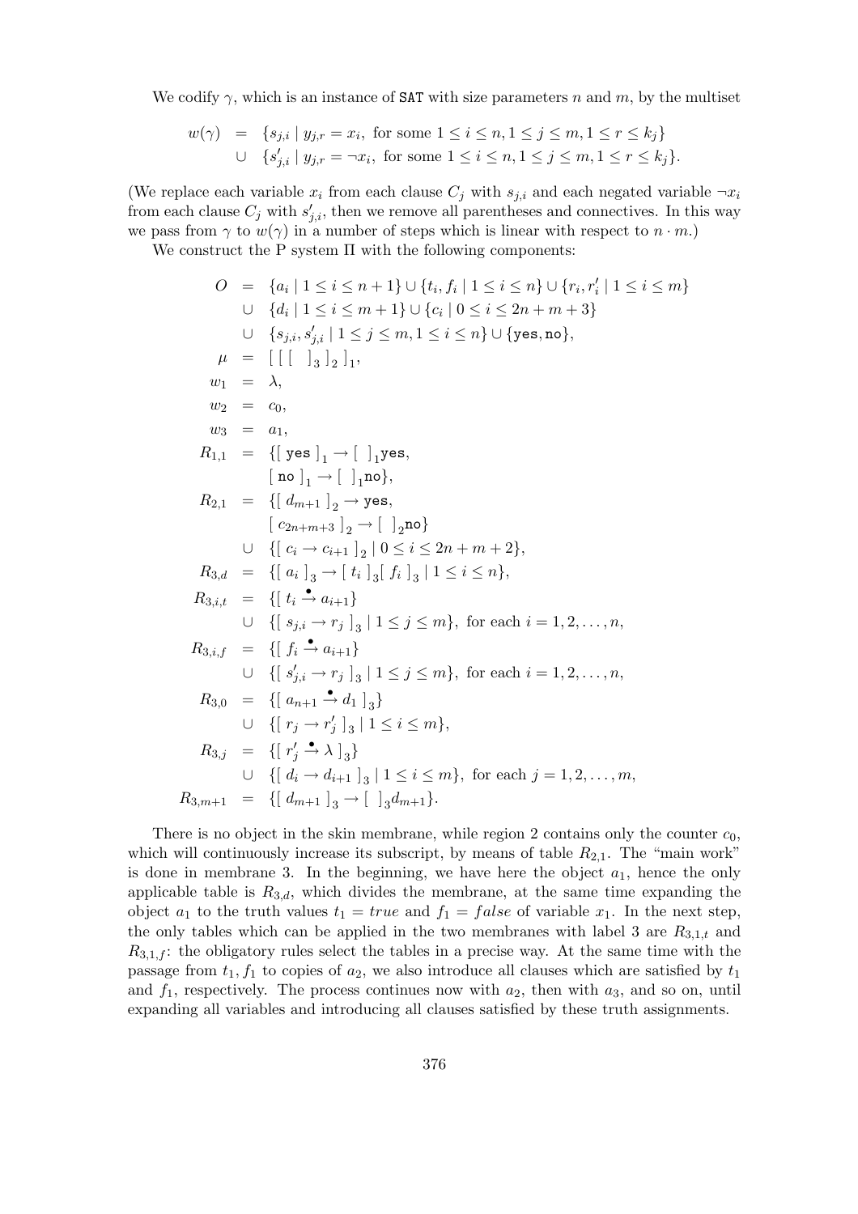We codify $\gamma$, which is an instance of SAT with size parameters $n$ and $m$, by the multiset

$$
\begin{aligned}
w(\gamma) &= \{s_{j,i} \mid y_{j,r} = x_i, \text{ for some } 1 \le i \le n, 1 \le j \le m, 1 \le r \le k_j\} \\
&\cup \{s'_{j,i} \mid y_{j,r} = \neg x_i, \text{ for some } 1 \le i \le n, 1 \le j \le m, 1 \le r \le k_j\}.
\end{aligned}
$$

(We replace each variable $x_i$ from each clause $C_j$ with $s_{j,i}$ and each negated variable $\neg x_i$ from each clause $C_j$ with $s'_{j,i}$, then we remove all parentheses and connectives. In this way we pass from $\gamma$ to $w(\gamma)$ in a number of steps which is linear with respect to $n \cdot m$.)

We construct the P system $\Pi$ with the following components:

$$
\begin{aligned}
O &= \{a_i \mid 1 \le i \le n+1\} \cup \{t_i, f_i \mid 1 \le i \le n\} \cup \{r_i, r'_i \mid 1 \le i \le m\} \\
&\cup \{d_i \mid 1 \le i \le m+1\} \cup \{c_i \mid 0 \le i \le 2n+m+3\} \\
&\cup \{s_{j,i}, s'_{j,i} \mid 1 \le j \le m, 1 \le i \le n\} \cup \{\texttt{yes}, \texttt{no}\}, \\
\mu &= [\,[\,[\;\;]_3\,]_2\,]_1, \\
w_1 &= \lambda, \\
w_2 &= c_0, \\
w_3 &= a_1, \\
R_{1,1} &= \{[\,\texttt{yes}\,]_1 \to [\;\;]_1\texttt{yes}, \\
&\quad\;\; [\,\texttt{no}\,]_1 \to [\;\;]_1\texttt{no}\}, \\
R_{2,1} &= \{[\,d_{m+1}\,]_2 \to \texttt{yes}, \\
&\quad\;\; [\,c_{2n+m+3}\,]_2 \to [\;\;]_2\texttt{no}\} \\
&\cup \{[\,c_i \to c_{i+1}\,]_2 \mid 0 \le i \le 2n+m+2\}, \\
R_{3,d} &= \{[\,a_i\,]_3 \to [\,t_i\,]_3[\,f_i\,]_3 \mid 1 \le i \le n\}, \\
R_{3,i,t} &= \{[\,t_i \overset{\bullet}{\to} a_{i+1}\} \\
&\cup \{[\,s_{j,i} \to r_j\,]_3 \mid 1 \le j \le m\}, \text{ for each } i = 1, 2, \ldots, n, \\
R_{3,i,f} &= \{[\,f_i \overset{\bullet}{\to} a_{i+1}\} \\
&\cup \{[\,s'_{j,i} \to r_j\,]_3 \mid 1 \le j \le m\}, \text{ for each } i = 1, 2, \ldots, n, \\
R_{3,0} &= \{[\,a_{n+1} \overset{\bullet}{\to} d_1\,]_3\} \\
&\cup \{[\,r_j \to r'_j\,]_3 \mid 1 \le i \le m\}, \\
R_{3,j} &= \{[\,r'_j \overset{\bullet}{\to} \lambda\,]_3\} \\
&\cup \{[\,d_i \to d_{i+1}\,]_3 \mid 1 \le i \le m\}, \text{ for each } j = 1, 2, \ldots, m, \\
R_{3,m+1} &= \{[\,d_{m+1}\,]_3 \to [\;\;]_3 d_{m+1}\}.
\end{aligned}
$$

There is no object in the skin membrane, while region 2 contains only the counter $c_0$, which will continuously increase its subscript, by means of table $R_{2,1}$. The "main work" is done in membrane 3. In the beginning, we have here the object $a_1$, hence the only applicable table is $R_{3,d}$, which divides the membrane, at the same time expanding the object $a_1$ to the truth values $t_1 = true$ and $f_1 = false$ of variable $x_1$. In the next step, the only tables which can be applied in the two membranes with label 3 are $R_{3,1,t}$ and $R_{3,1,f}$: the obligatory rules select the tables in a precise way. At the same time with the passage from $t_1, f_1$ to copies of $a_2$, we also introduce all clauses which are satisfied by $t_1$ and $f_1$, respectively. The process continues now with $a_2$, then with $a_3$, and so on, until expanding all variables and introducing all clauses satisfied by these truth assignments.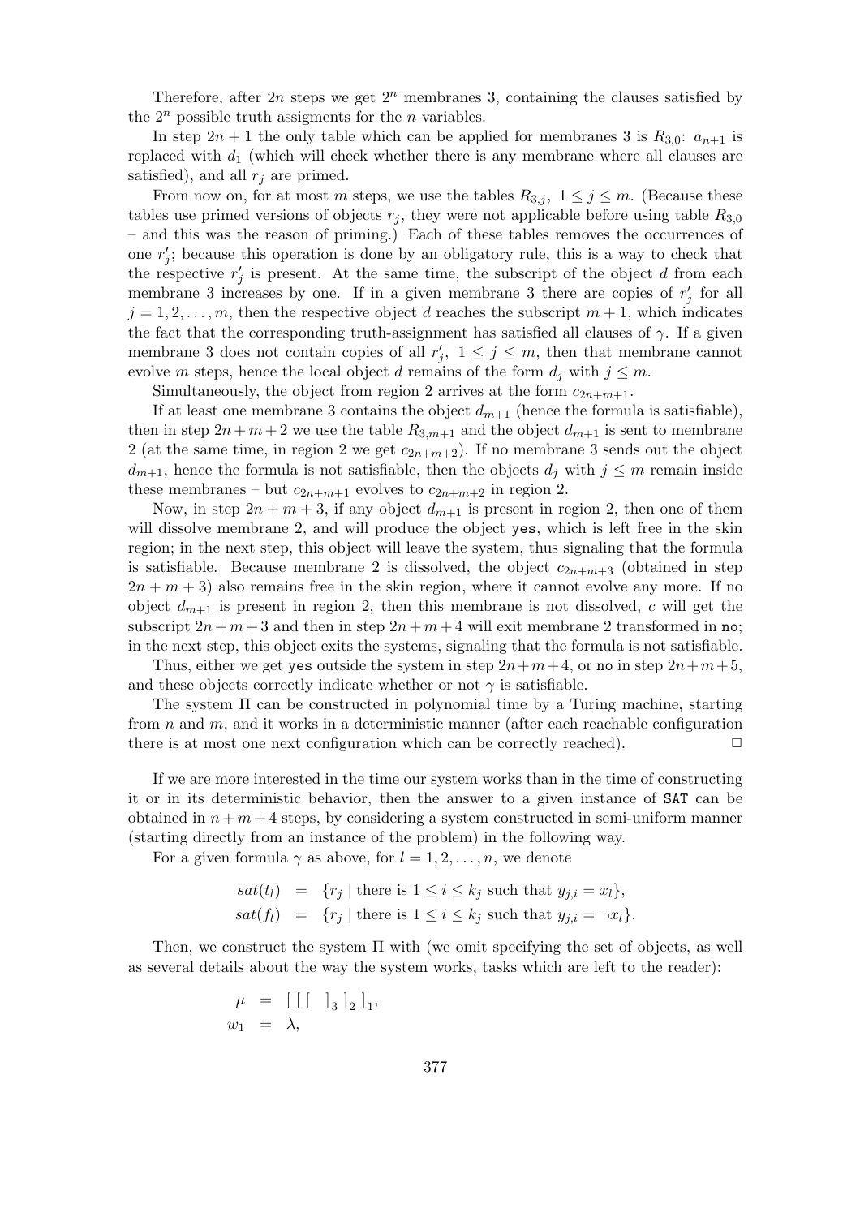Therefore, after $2n$ steps we get $2^n$ membranes 3, containing the clauses satisfied by the $2^n$ possible truth assigments for the $n$ variables.

In step $2n+1$ the only table which can be applied for membranes 3 is $R_{3,0}$: $a_{n+1}$ is replaced with $d_1$ (which will check whether there is any membrane where all clauses are satisfied), and all $r_j$ are primed.

From now on, for at most $m$ steps, we use the tables $R_{3,j},\ 1 \leq j \leq m$. (Because these tables use primed versions of objects $r_j$, they were not applicable before using table $R_{3,0}$ – and this was the reason of priming.) Each of these tables removes the occurrences of one $r'_j$; because this operation is done by an obligatory rule, this is a way to check that the respective $r'_j$ is present. At the same time, the subscript of the object $d$ from each membrane 3 increases by one. If in a given membrane 3 there are copies of $r'_j$ for all $j = 1, 2, \ldots, m$, then the respective object $d$ reaches the subscript $m+1$, which indicates the fact that the corresponding truth-assignment has satisfied all clauses of $\gamma$. If a given membrane 3 does not contain copies of all $r'_j,\ 1 \leq j \leq m$, then that membrane cannot evolve $m$ steps, hence the local object $d$ remains of the form $d_j$ with $j \leq m$.

Simultaneously, the object from region 2 arrives at the form $c_{2n+m+1}$.

If at least one membrane 3 contains the object $d_{m+1}$ (hence the formula is satisfiable), then in step $2n+m+2$ we use the table $R_{3,m+1}$ and the object $d_{m+1}$ is sent to membrane 2 (at the same time, in region 2 we get $c_{2n+m+2}$). If no membrane 3 sends out the object $d_{m+1}$, hence the formula is not satisfiable, then the objects $d_j$ with $j \leq m$ remain inside these membranes – but $c_{2n+m+1}$ evolves to $c_{2n+m+2}$ in region 2.

Now, in step $2n+m+3$, if any object $d_{m+1}$ is present in region 2, then one of them will dissolve membrane 2, and will produce the object yes, which is left free in the skin region; in the next step, this object will leave the system, thus signaling that the formula is satisfiable. Because membrane 2 is dissolved, the object $c_{2n+m+3}$ (obtained in step $2n+m+3$) also remains free in the skin region, where it cannot evolve any more. If no object $d_{m+1}$ is present in region 2, then this membrane is not dissolved, $c$ will get the subscript $2n+m+3$ and then in step $2n+m+4$ will exit membrane 2 transformed in no; in the next step, this object exits the systems, signaling that the formula is not satisfiable.

Thus, either we get yes outside the system in step $2n+m+4$, or no in step $2n+m+5$, and these objects correctly indicate whether or not $\gamma$ is satisfiable.

The system $\Pi$ can be constructed in polynomial time by a Turing machine, starting from $n$ and $m$, and it works in a deterministic manner (after each reachable configuration there is at most one next configuration which can be correctly reached). $\Box$

If we are more interested in the time our system works than in the time of constructing it or in its deterministic behavior, then the answer to a given instance of SAT can be obtained in $n+m+4$ steps, by considering a system constructed in semi-uniform manner (starting directly from an instance of the problem) in the following way.

For a given formula $\gamma$ as above, for $l = 1, 2, \ldots, n$, we denote

$$sat(t_l) = \{r_j \mid \text{there is } 1 \leq i \leq k_j \text{ such that } y_{j,i} = x_l\},$$
$$sat(f_l) = \{r_j \mid \text{there is } 1 \leq i \leq k_j \text{ such that } y_{j,i} = \neg x_l\}.$$

Then, we construct the system $\Pi$ with (we omit specifying the set of objects, as well as several details about the way the system works, tasks which are left to the reader):

$$\mu = [\,[\,[\ \ ]_3\,]_2\,]_1,$$
$$w_1 = \lambda,$$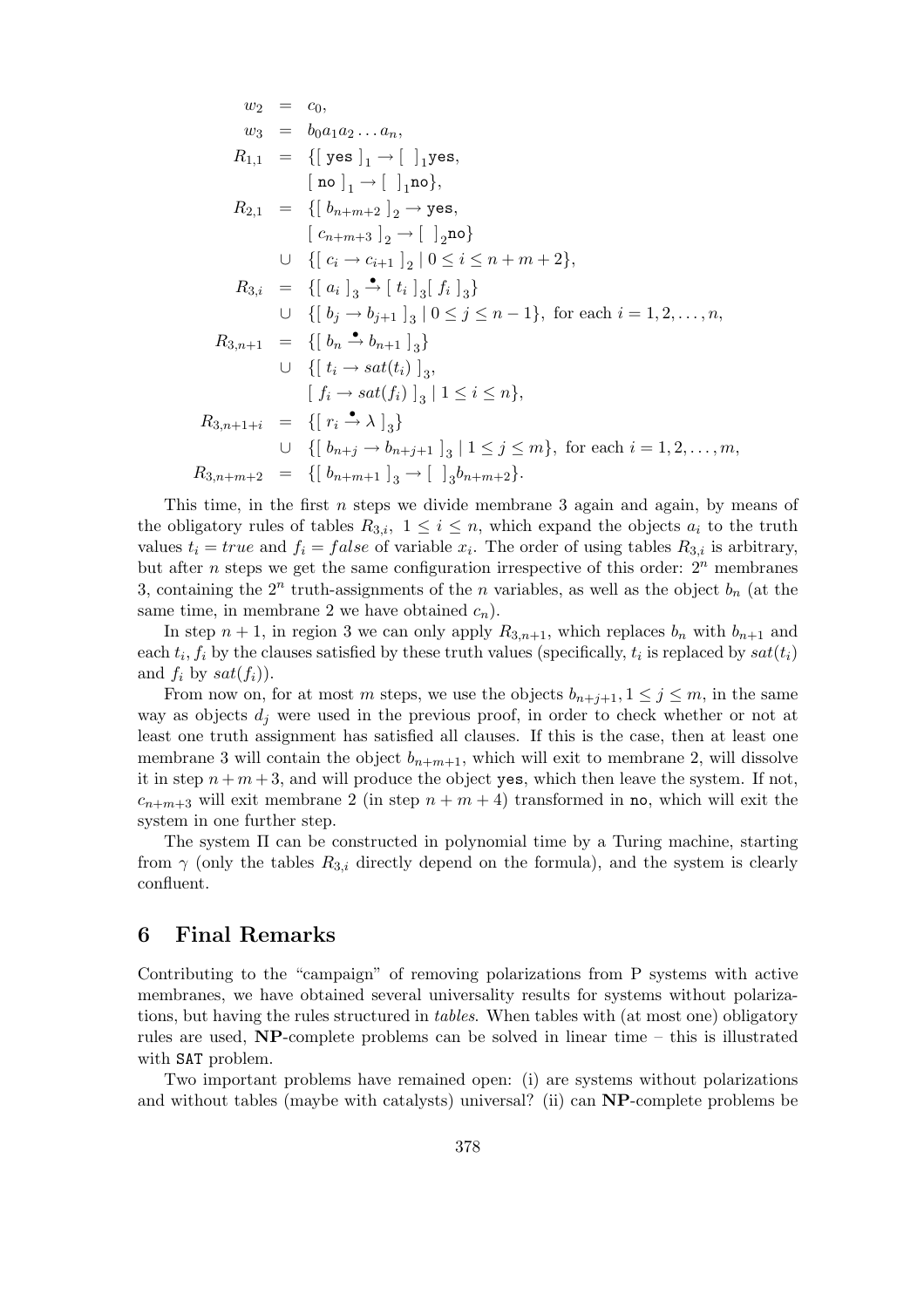$$
\begin{aligned}
w_2 &= c_0, \\
w_3 &= b_0 a_1 a_2 \ldots a_n, \\
R_{1,1} &= \{[\,\texttt{yes}\,]_1 \to [\;\,]_1 \texttt{yes}, \\
&\quad\;\; [\,\texttt{no}\,]_1 \to [\;\,]_1 \texttt{no}\}, \\
R_{2,1} &= \{[\, b_{n+m+2}\,]_2 \to \texttt{yes}, \\
&\quad\;\; [\, c_{n+m+3}\,]_2 \to [\;\,]_2 \texttt{no}\} \\
&\cup\; \{[\, c_i \to c_{i+1}\,]_2 \mid 0 \le i \le n+m+2\}, \\
R_{3,i} &= \{[\, a_i\,]_3 \overset{\bullet}{\to} [\, t_i\,]_3 [\, f_i\,]_3\} \\
&\cup\; \{[\, b_j \to b_{j+1}\,]_3 \mid 0 \le j \le n-1\}, \text{ for each } i = 1, 2, \ldots, n, \\
R_{3,n+1} &= \{[\, b_n \overset{\bullet}{\to} b_{n+1}\,]_3\} \\
&\cup\; \{[\, t_i \to sat(t_i)\,]_3, \\
&\quad\;\; [\, f_i \to sat(f_i)\,]_3 \mid 1 \le i \le n\}, \\
R_{3,n+1+i} &= \{[\, r_i \overset{\bullet}{\to} \lambda\,]_3\} \\
&\cup\; \{[\, b_{n+j} \to b_{n+j+1}\,]_3 \mid 1 \le j \le m\}, \text{ for each } i = 1, 2, \ldots, m, \\
R_{3,n+m+2} &= \{[\, b_{n+m+1}\,]_3 \to [\;\,]_3 b_{n+m+2}\}.
\end{aligned}
$$

This time, in the first $n$ steps we divide membrane 3 again and again, by means of the obligatory rules of tables $R_{3,i}$, $1 \le i \le n$, which expand the objects $a_i$ to the truth values $t_i = true$ and $f_i = false$ of variable $x_i$. The order of using tables $R_{3,i}$ is arbitrary, but after $n$ steps we get the same configuration irrespective of this order: $2^n$ membranes 3, containing the $2^n$ truth-assignments of the $n$ variables, as well as the object $b_n$ (at the same time, in membrane 2 we have obtained $c_n$).

In step $n+1$, in region 3 we can only apply $R_{3,n+1}$, which replaces $b_n$ with $b_{n+1}$ and each $t_i, f_i$ by the clauses satisfied by these truth values (specifically, $t_i$ is replaced by $sat(t_i)$ and $f_i$ by $sat(f_i)$).

From now on, for at most $m$ steps, we use the objects $b_{n+j+1}, 1 \le j \le m$, in the same way as objects $d_j$ were used in the previous proof, in order to check whether or not at least one truth assignment has satisfied all clauses. If this is the case, then at least one membrane 3 will contain the object $b_{n+m+1}$, which will exit to membrane 2, will dissolve it in step $n+m+3$, and will produce the object yes, which then leave the system. If not, $c_{n+m+3}$ will exit membrane 2 (in step $n+m+4$) transformed in no, which will exit the system in one further step.

The system $\Pi$ can be constructed in polynomial time by a Turing machine, starting from $\gamma$ (only the tables $R_{3,i}$ directly depend on the formula), and the system is clearly confluent.

## 6 Final Remarks

Contributing to the "campaign" of removing polarizations from P systems with active membranes, we have obtained several universality results for systems without polarizations, but having the rules structured in *tables*. When tables with (at most one) obligatory rules are used, **NP**-complete problems can be solved in linear time – this is illustrated with SAT problem.

Two important problems have remained open: (i) are systems without polarizations and without tables (maybe with catalysts) universal? (ii) can **NP**-complete problems be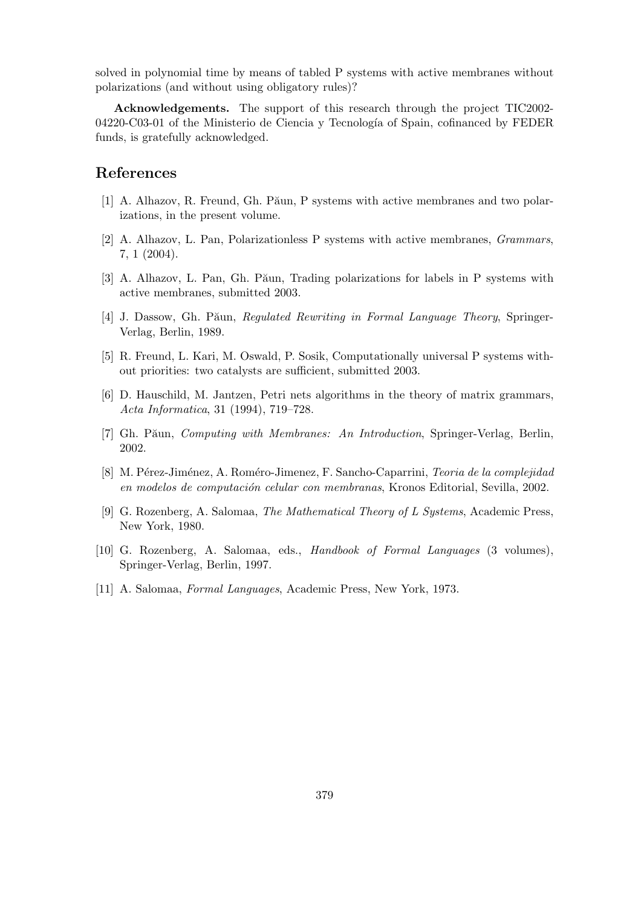solved in polynomial time by means of tabled P systems with active membranes without polarizations (and without using obligatory rules)?

**Acknowledgements.** The support of this research through the project TIC2002-04220-C03-01 of the Ministerio de Ciencia y Tecnología of Spain, cofinanced by FEDER funds, is gratefully acknowledged.

## References

[1] A. Alhazov, R. Freund, Gh. Păun, P systems with active membranes and two polarizations, in the present volume.

[2] A. Alhazov, L. Pan, Polarizationless P systems with active membranes, *Grammars*, 7, 1 (2004).

[3] A. Alhazov, L. Pan, Gh. Păun, Trading polarizations for labels in P systems with active membranes, submitted 2003.

[4] J. Dassow, Gh. Păun, *Regulated Rewriting in Formal Language Theory*, Springer-Verlag, Berlin, 1989.

[5] R. Freund, L. Kari, M. Oswald, P. Sosik, Computationally universal P systems without priorities: two catalysts are sufficient, submitted 2003.

[6] D. Hauschild, M. Jantzen, Petri nets algorithms in the theory of matrix grammars, *Acta Informatica*, 31 (1994), 719–728.

[7] Gh. Păun, *Computing with Membranes: An Introduction*, Springer-Verlag, Berlin, 2002.

[8] M. Pérez-Jiménez, A. Roméro-Jimenez, F. Sancho-Caparrini, *Teoria de la complejidad en modelos de computación celular con membranas*, Kronos Editorial, Sevilla, 2002.

[9] G. Rozenberg, A. Salomaa, *The Mathematical Theory of L Systems*, Academic Press, New York, 1980.

[10] G. Rozenberg, A. Salomaa, eds., *Handbook of Formal Languages* (3 volumes), Springer-Verlag, Berlin, 1997.

[11] A. Salomaa, *Formal Languages*, Academic Press, New York, 1973.